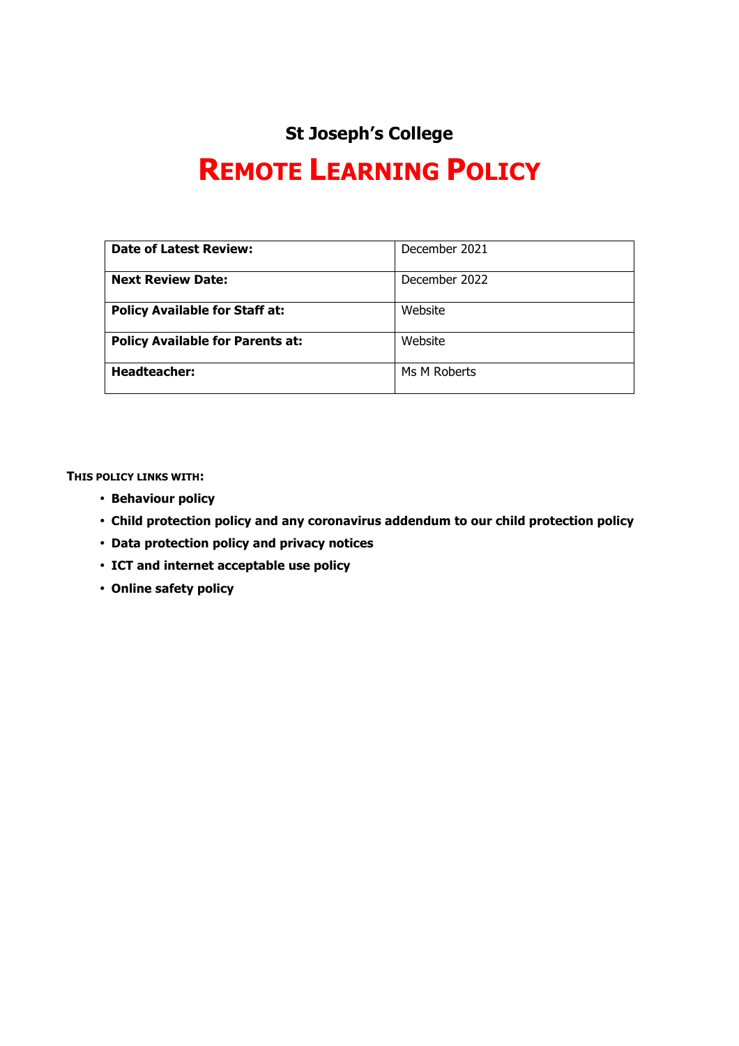## St Joseph's College

# REMOTE LEARNING POLICY

| **Date of Latest Review:** | December 2021 |
|---|---|
| **Next Review Date:** | December 2022 |
| **Policy Available for Staff at:** | Website |
| **Policy Available for Parents at:** | Website |
| **Headteacher:** | Ms M Roberts |

**THIS POLICY LINKS WITH:**

- **Behaviour policy**
- **Child protection policy and any coronavirus addendum to our child protection policy**
- **Data protection policy and privacy notices**
- **ICT and internet acceptable use policy**
- **Online safety policy**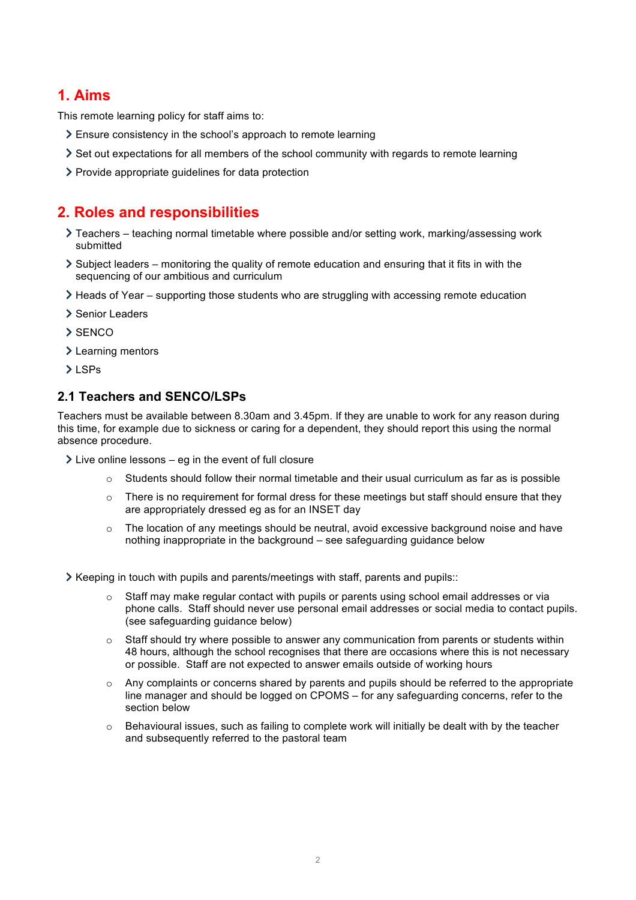## 1. Aims

This remote learning policy for staff aims to:

- Ensure consistency in the school's approach to remote learning
- Set out expectations for all members of the school community with regards to remote learning
- Provide appropriate guidelines for data protection

## 2. Roles and responsibilities

- Teachers – teaching normal timetable where possible and/or setting work, marking/assessing work submitted
- Subject leaders – monitoring the quality of remote education and ensuring that it fits in with the sequencing of our ambitious and curriculum
- Heads of Year – supporting those students who are struggling with accessing remote education
- Senior Leaders
- SENCO
- Learning mentors
- LSPs

### 2.1 Teachers and SENCO/LSPs

Teachers must be available between 8.30am and 3.45pm. If they are unable to work for any reason during this time, for example due to sickness or caring for a dependent, they should report this using the normal absence procedure.

- Live online lessons – eg in the event of full closure
    - Students should follow their normal timetable and their usual curriculum as far as is possible
    - There is no requirement for formal dress for these meetings but staff should ensure that they are appropriately dressed eg as for an INSET day
    - The location of any meetings should be neutral, avoid excessive background noise and have nothing inappropriate in the background – see safeguarding guidance below

- Keeping in touch with pupils and parents/meetings with staff, parents and pupils::
    - Staff may make regular contact with pupils or parents using school email addresses or via phone calls. Staff should never use personal email addresses or social media to contact pupils. (see safeguarding guidance below)
    - Staff should try where possible to answer any communication from parents or students within 48 hours, although the school recognises that there are occasions where this is not necessary or possible. Staff are not expected to answer emails outside of working hours
    - Any complaints or concerns shared by parents and pupils should be referred to the appropriate line manager and should be logged on CPOMS – for any safeguarding concerns, refer to the section below
    - Behavioural issues, such as failing to complete work will initially be dealt with by the teacher and subsequently referred to the pastoral team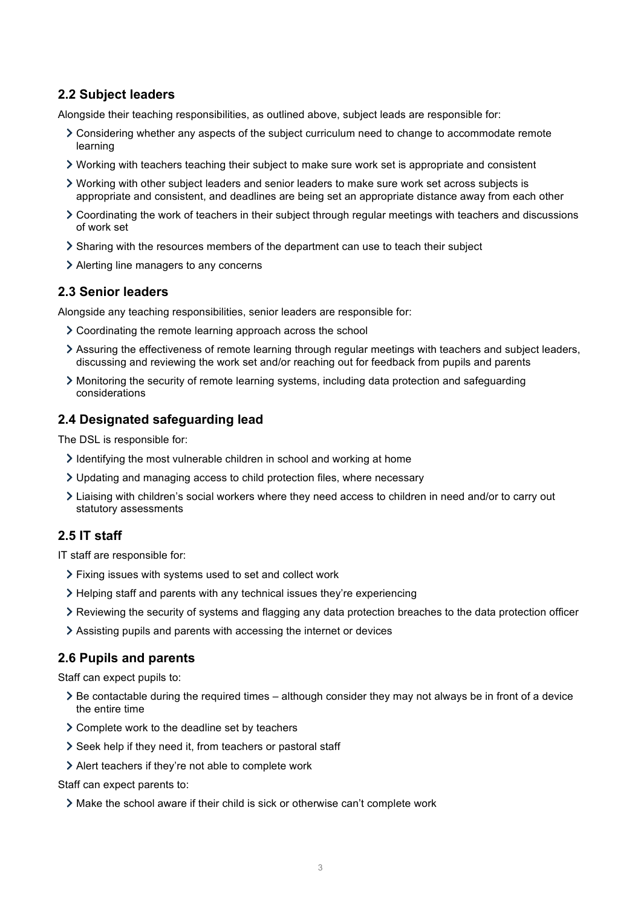### 2.2 Subject leaders

Alongside their teaching responsibilities, as outlined above, subject leads are responsible for:

- Considering whether any aspects of the subject curriculum need to change to accommodate remote learning
- Working with teachers teaching their subject to make sure work set is appropriate and consistent
- Working with other subject leaders and senior leaders to make sure work set across subjects is appropriate and consistent, and deadlines are being set an appropriate distance away from each other
- Coordinating the work of teachers in their subject through regular meetings with teachers and discussions of work set
- Sharing with the resources members of the department can use to teach their subject
- Alerting line managers to any concerns

### 2.3 Senior leaders

Alongside any teaching responsibilities, senior leaders are responsible for:

- Coordinating the remote learning approach across the school
- Assuring the effectiveness of remote learning through regular meetings with teachers and subject leaders, discussing and reviewing the work set and/or reaching out for feedback from pupils and parents
- Monitoring the security of remote learning systems, including data protection and safeguarding considerations

### 2.4 Designated safeguarding lead

The DSL is responsible for:

- Identifying the most vulnerable children in school and working at home
- Updating and managing access to child protection files, where necessary
- Liaising with children's social workers where they need access to children in need and/or to carry out statutory assessments

### 2.5 IT staff

IT staff are responsible for:

- Fixing issues with systems used to set and collect work
- Helping staff and parents with any technical issues they're experiencing
- Reviewing the security of systems and flagging any data protection breaches to the data protection officer
- Assisting pupils and parents with accessing the internet or devices

### 2.6 Pupils and parents

Staff can expect pupils to:

- Be contactable during the required times – although consider they may not always be in front of a device the entire time
- Complete work to the deadline set by teachers
- Seek help if they need it, from teachers or pastoral staff
- Alert teachers if they're not able to complete work

Staff can expect parents to:

- Make the school aware if their child is sick or otherwise can't complete work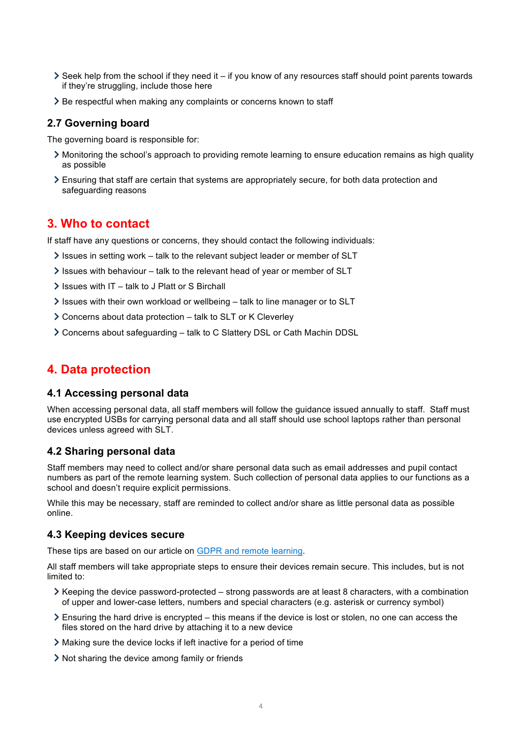- Seek help from the school if they need it – if you know of any resources staff should point parents towards if they're struggling, include those here
- Be respectful when making any complaints or concerns known to staff

### 2.7 Governing board

The governing board is responsible for:

- Monitoring the school's approach to providing remote learning to ensure education remains as high quality as possible
- Ensuring that staff are certain that systems are appropriately secure, for both data protection and safeguarding reasons

## 3. Who to contact

If staff have any questions or concerns, they should contact the following individuals:

- Issues in setting work – talk to the relevant subject leader or member of SLT
- Issues with behaviour – talk to the relevant head of year or member of SLT
- Issues with IT – talk to J Platt or S Birchall
- Issues with their own workload or wellbeing – talk to line manager or to SLT
- Concerns about data protection – talk to SLT or K Cleverley
- Concerns about safeguarding – talk to C Slattery DSL or Cath Machin DDSL

## 4. Data protection

### 4.1 Accessing personal data

When accessing personal data, all staff members will follow the guidance issued annually to staff. Staff must use encrypted USBs for carrying personal data and all staff should use school laptops rather than personal devices unless agreed with SLT.

### 4.2 Sharing personal data

Staff members may need to collect and/or share personal data such as email addresses and pupil contact numbers as part of the remote learning system. Such collection of personal data applies to our functions as a school and doesn't require explicit permissions.

While this may be necessary, staff are reminded to collect and/or share as little personal data as possible online.

### 4.3 Keeping devices secure

These tips are based on our article on GDPR and remote learning.

All staff members will take appropriate steps to ensure their devices remain secure. This includes, but is not limited to:

- Keeping the device password-protected – strong passwords are at least 8 characters, with a combination of upper and lower-case letters, numbers and special characters (e.g. asterisk or currency symbol)
- Ensuring the hard drive is encrypted – this means if the device is lost or stolen, no one can access the files stored on the hard drive by attaching it to a new device
- Making sure the device locks if left inactive for a period of time
- Not sharing the device among family or friends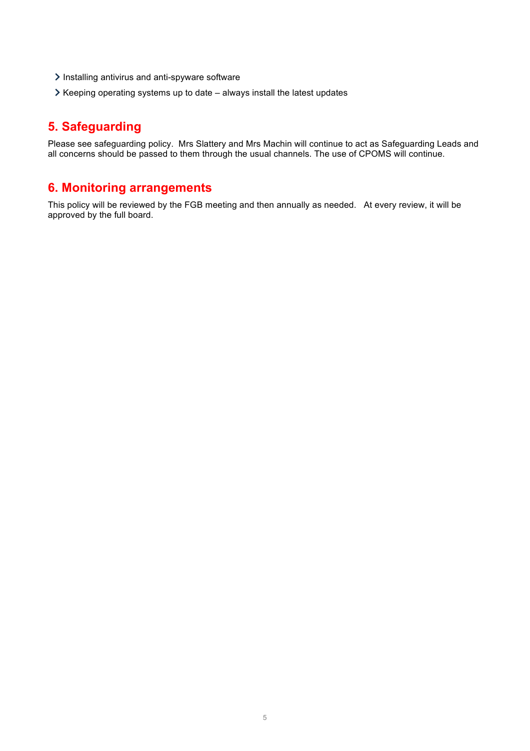- Installing antivirus and anti-spyware software
- Keeping operating systems up to date – always install the latest updates

## 5. Safeguarding

Please see safeguarding policy.  Mrs Slattery and Mrs Machin will continue to act as Safeguarding Leads and all concerns should be passed to them through the usual channels. The use of CPOMS will continue.

## 6. Monitoring arrangements

This policy will be reviewed by the FGB meeting and then annually as needed.   At every review, it will be approved by the full board.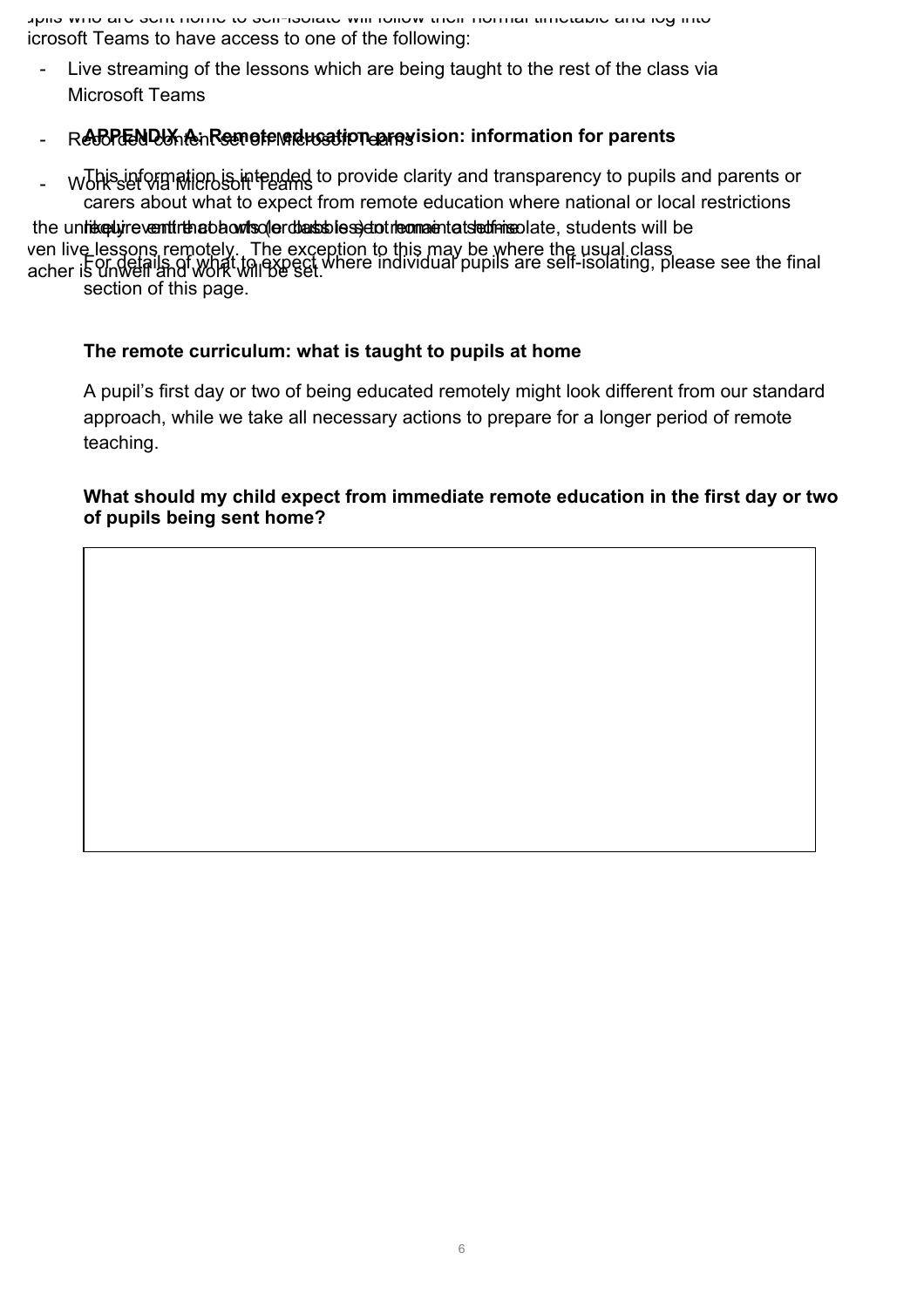Pupils who are sent home to self-isolate will follow their normal timetable and log into Microsoft Teams to have access to one of the following:

- Live streaming of the lessons which are being taught to the rest of the class via Microsoft Teams
- Recorded content set on Microsoft Teams
- Work set via Microsoft Teams

In the unlikely event that a whole class is sent home to self-isolate, students will be given live lessons remotely. The exception to this may be where the usual class teacher is unwell and work will be set.

## APPENDIX A: Remote education provision: information for parents

This information is intended to provide clarity and transparency to pupils and parents or carers about what to expect from remote education where national or local restrictions require entire cohorts (or bubbles) to remain at home.

For details of what to expect where individual pupils are self-isolating, please see the final section of this page.

### The remote curriculum: what is taught to pupils at home

A pupil's first day or two of being educated remotely might look different from our standard approach, while we take all necessary actions to prepare for a longer period of remote teaching.

### What should my child expect from immediate remote education in the first day or two of pupils being sent home?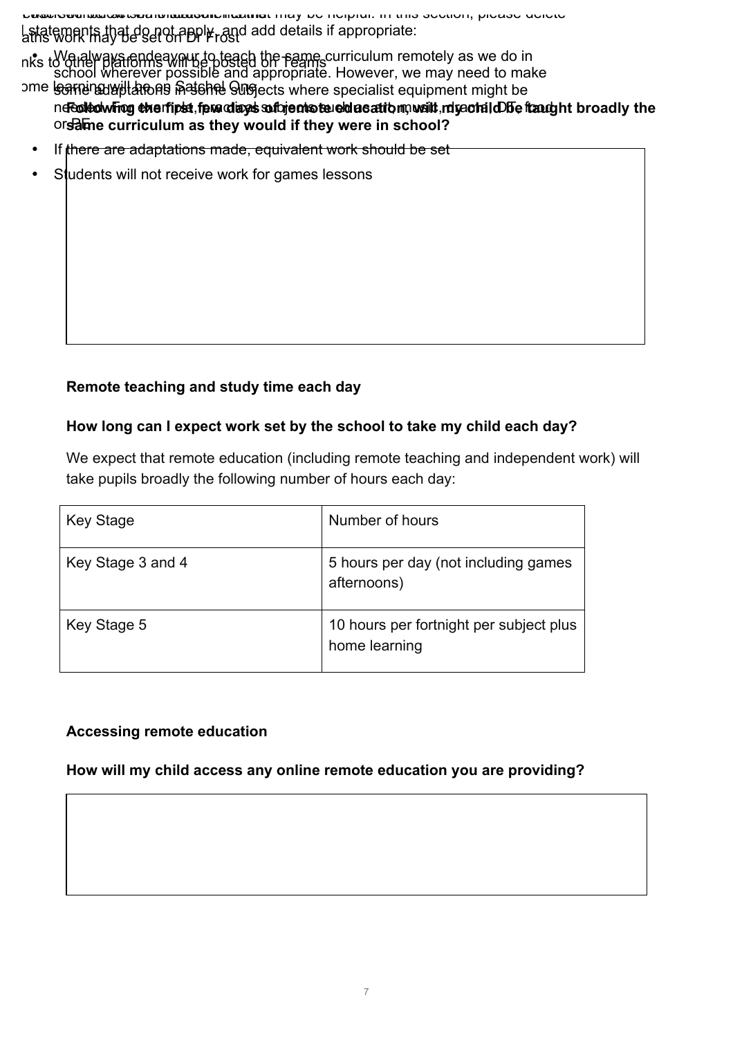**Following the first few days of remote education, will my child be taught broadly the same curriculum as they would if they were in school?**

- We always endeavour to teach the same curriculum remotely as we do in school wherever possible and appropriate. However, we may need to make some adaptations in some subjects where specialist equipment might be needed. For example, practical subjects such as art, music, drama, DT, food or PE.
- If there are adaptations made, equivalent work should be set
- Students will not receive work for games lessons

**Remote teaching and study time each day**

**How long can I expect work set by the school to take my child each day?**

We expect that remote education (including remote teaching and independent work) will take pupils broadly the following number of hours each day:

| Key Stage | Number of hours |
| --- | --- |
| Key Stage 3 and 4 | 5 hours per day (not including games afternoons) |
| Key Stage 5 | 10 hours per fortnight per subject plus home learning |

**Accessing remote education**

**How will my child access any online remote education you are providing?**

[Overlapping text, partially legible:] ... statements that do not apply, and add details if appropriate:

Maths work may be set on Dr Frost

Links to other platforms will be posted on Teams

Home learning will be on Satchel One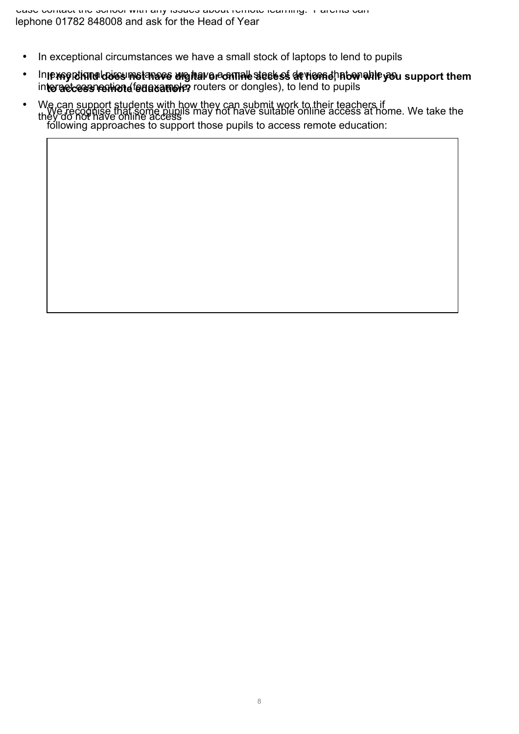ease contact the school with any issues about remote learning. Parents can telephone 01782 848008 and ask for the Head of Year

- In exceptional circumstances we have a small stock of laptops to lend to pupils
- In exceptional circumstances we have a small stock of devices that enable an internet connection (for example, routers or dongles), to lend to pupils
- We can support students with how they can submit work to their teachers if they do not have online access

**If my child does not have digital or online access at home, how will you support them to access remote education?**

We recognise that some pupils may not have suitable online access at home. We take the following approaches to support those pupils to access remote education: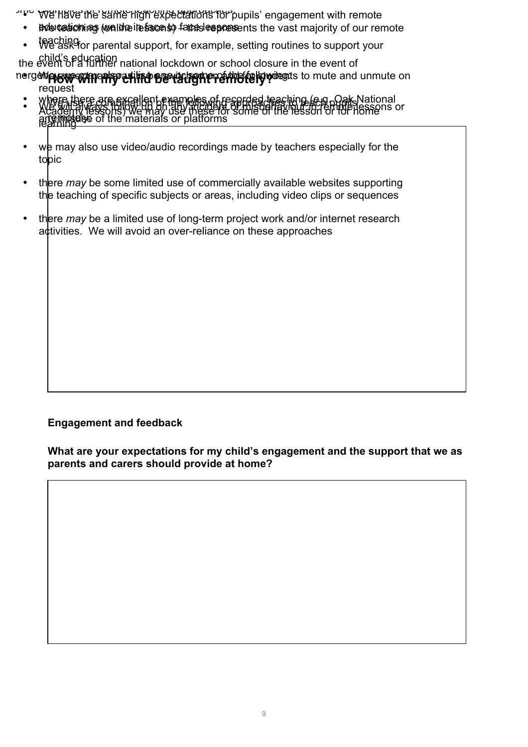- We have the same high expectations for pupils' engagement with remote education as we do in face to face lessons
- We ask for parental support, for example, setting routines to support your child's education

the event of a further national lockdown or school closure in the event of

- We may use the ability to switch on or off students to mute and unmute on request
- We will always follow up on any incident of misbehaviour in remote lessons or any misuse of the materials or platforms

### How will my child be taught remotely?

We use a combination of the following approaches to teach pupils remotely:

- live teaching (online lessons) – this represents the vast majority of our remote teaching
- where there are excellent examples of recorded teaching (e.g. Oak National Academy lessons) we may use these for some of the lesson or for home learning
- we may also use video/audio recordings made by teachers especially for the topic
- there *may* be some limited use of commercially available websites supporting the teaching of specific subjects or areas, including video clips or sequences
- there *may* be a limited use of long-term project work and/or internet research activities. We will avoid an over-reliance on these approaches

**Engagement and feedback**

**What are your expectations for my child's engagement and the support that we as parents and carers should provide at home?**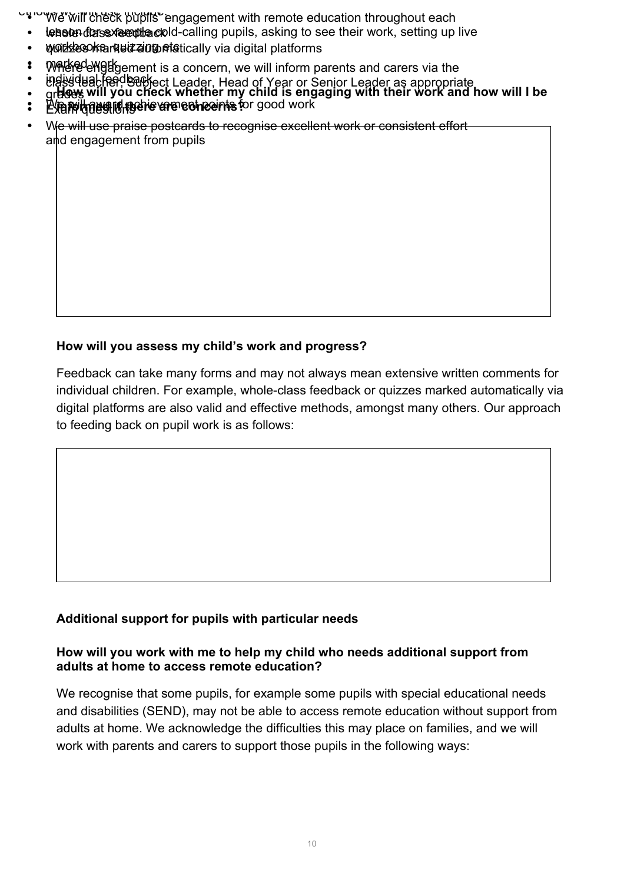**How will you check whether my child is engaging with their work and how will I be informed if there are concerns?**

- We will check pupils' engagement with remote education throughout each lesson, for example cold-calling pupils, asking to see their work, setting up live workbooks, quizzing etc.
- Where engagement is a concern, we will inform parents and carers via the class teacher, Subject Leader, Head of Year or Senior Leader as appropriate
- We will award achievement points for good work
- We will use praise postcards to recognise excellent work or consistent effort and engagement from pupils

**How will you assess my child's work and progress?**

Feedback can take many forms and may not always mean extensive written comments for individual children. For example, whole-class feedback or quizzes marked automatically via digital platforms are also valid and effective methods, amongst many others. Our approach to feeding back on pupil work is as follows:

Methods we will use include:

- whole-class feedback
- quizzes marked automatically via digital platforms
- marked work
- individual feedback
- grades
- Exam questions

**Additional support for pupils with particular needs**

**How will you work with me to help my child who needs additional support from adults at home to access remote education?**

We recognise that some pupils, for example some pupils with special educational needs and disabilities (SEND), may not be able to access remote education without support from adults at home. We acknowledge the difficulties this may place on families, and we will work with parents and carers to support those pupils in the following ways: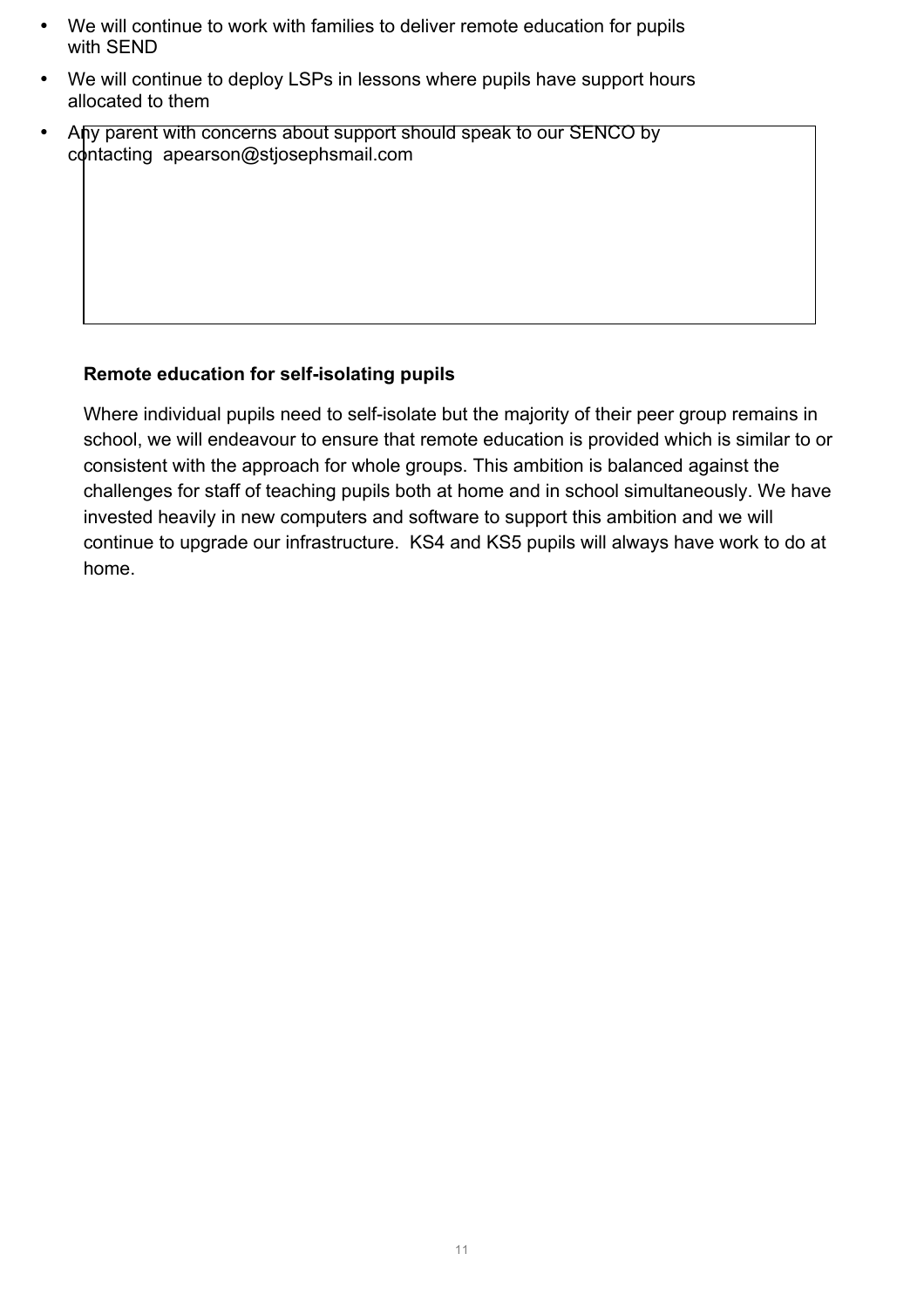- We will continue to work with families to deliver remote education for pupils with SEND
- We will continue to deploy LSPs in lessons where pupils have support hours allocated to them
- Any parent with concerns about support should speak to our SENCO by contacting apearson@stjosephsmail.com

**Remote education for self-isolating pupils**

Where individual pupils need to self-isolate but the majority of their peer group remains in school, we will endeavour to ensure that remote education is provided which is similar to or consistent with the approach for whole groups. This ambition is balanced against the challenges for staff of teaching pupils both at home and in school simultaneously. We have invested heavily in new computers and software to support this ambition and we will continue to upgrade our infrastructure. KS4 and KS5 pupils will always have work to do at home.